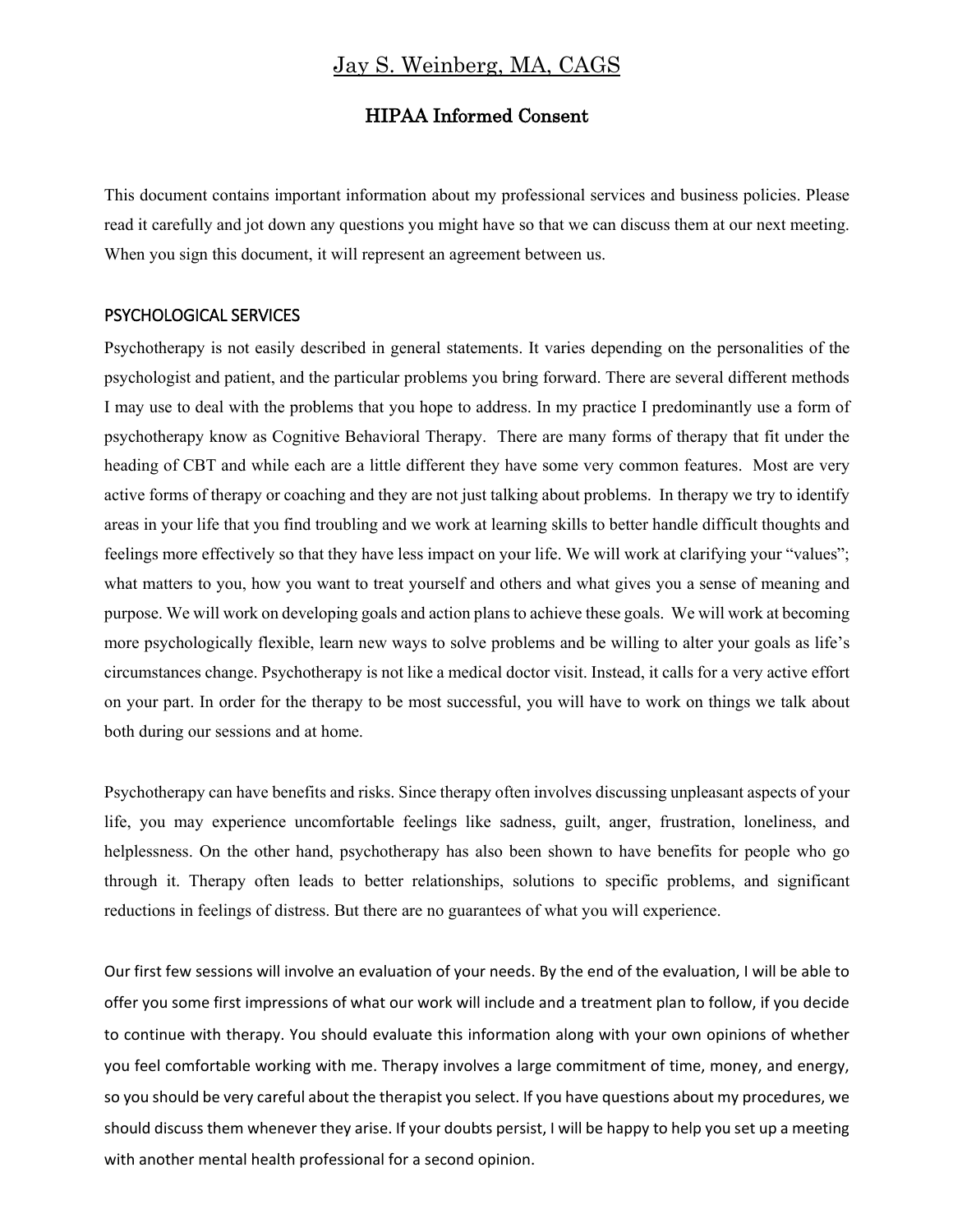# Jay S. Weinberg, MA, CAGS

## HIPAA Informed Consent

This document contains important information about my professional services and business policies. Please read it carefully and jot down any questions you might have so that we can discuss them at our next meeting. When you sign this document, it will represent an agreement between us.

### PSYCHOLOGICAL SERVICES

Psychotherapy is not easily described in general statements. It varies depending on the personalities of the psychologist and patient, and the particular problems you bring forward. There are several different methods I may use to deal with the problems that you hope to address. In my practice I predominantly use a form of psychotherapy know as Cognitive Behavioral Therapy. There are many forms of therapy that fit under the heading of CBT and while each are a little different they have some very common features. Most are very active forms of therapy or coaching and they are not just talking about problems. In therapy we try to identify areas in your life that you find troubling and we work at learning skills to better handle difficult thoughts and feelings more effectively so that they have less impact on your life. We will work at clarifying your "values"; what matters to you, how you want to treat yourself and others and what gives you a sense of meaning and purpose. We will work on developing goals and action plans to achieve these goals. We will work at becoming more psychologically flexible, learn new ways to solve problems and be willing to alter your goals as life's circumstances change. Psychotherapy is not like a medical doctor visit. Instead, it calls for a very active effort on your part. In order for the therapy to be most successful, you will have to work on things we talk about both during our sessions and at home.

Psychotherapy can have benefits and risks. Since therapy often involves discussing unpleasant aspects of your life, you may experience uncomfortable feelings like sadness, guilt, anger, frustration, loneliness, and helplessness. On the other hand, psychotherapy has also been shown to have benefits for people who go through it. Therapy often leads to better relationships, solutions to specific problems, and significant reductions in feelings of distress. But there are no guarantees of what you will experience.

Our first few sessions will involve an evaluation of your needs. By the end of the evaluation, I will be able to offer you some first impressions of what our work will include and a treatment plan to follow, if you decide to continue with therapy. You should evaluate this information along with your own opinions of whether you feel comfortable working with me. Therapy involves a large commitment of time, money, and energy, so you should be very careful about the therapist you select. If you have questions about my procedures, we should discuss them whenever they arise. If your doubts persist, I will be happy to help you set up a meeting with another mental health professional for a second opinion.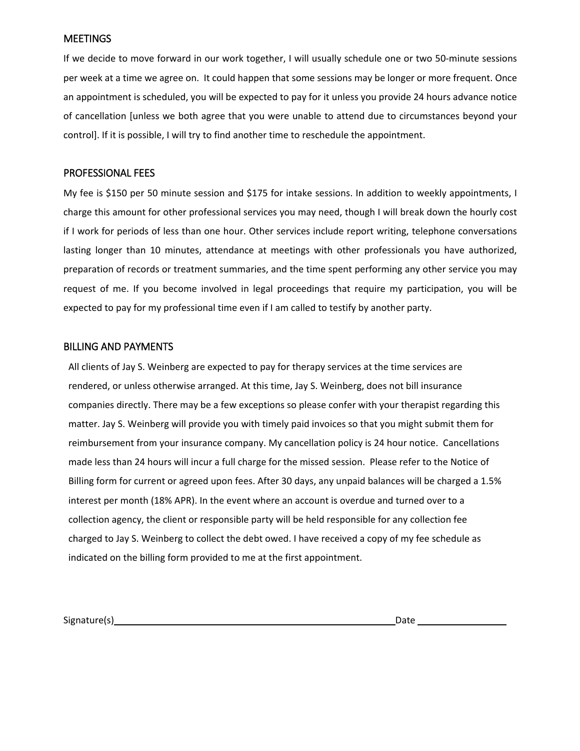## MEETINGS

If we decide to move forward in our work together, I will usually schedule one or two 50-minute sessions per week at a time we agree on. It could happen that some sessions may be longer or more frequent. Once an appointment is scheduled, you will be expected to pay for it unless you provide 24 hours advance notice of cancellation [unless we both agree that you were unable to attend due to circumstances beyond your control]. If it is possible, I will try to find another time to reschedule the appointment.

## PROFESSIONAL FEES

My fee is $150 per 50 minute session and $175 for intake sessions. In addition to weekly appointments, I charge this amount for other professional services you may need, though I will break down the hourly cost if I work for periods of less than one hour. Other services include report writing, telephone conversations lasting longer than 10 minutes, attendance at meetings with other professionals you have authorized, preparation of records or treatment summaries, and the time spent performing any other service you may request of me. If you become involved in legal proceedings that require my participation, you will be expected to pay for my professional time even if I am called to testify by another party.

## BILLING AND PAYMENTS

All clients of Jay S. Weinberg are expected to pay for therapy services at the time services are rendered, or unless otherwise arranged. At this time, Jay S. Weinberg, does not bill insurance companies directly. There may be a few exceptions so please confer with your therapist regarding this matter. Jay S. Weinberg will provide you with timely paid invoices so that you might submit them for reimbursement from your insurance company. My cancellation policy is 24 hour notice. Cancellations made less than 24 hours will incur a full charge for the missed session. Please refer to the Notice of Billing form for current or agreed upon fees. After 30 days, any unpaid balances will be charged a 1.5% interest per month (18% APR). In the event where an account is overdue and turned over to a collection agency, the client or responsible party will be held responsible for any collection fee charged to Jay S. Weinberg to collect the debt owed. I have received a copy of my fee schedule as indicated on the billing form provided to me at the first appointment.

Signature(s)\_\_\_\_\_\_\_\_\_\_\_\_\_\_\_\_\_\_\_\_\_\_\_\_\_\_\_\_\_\_\_\_\_\_\_\_\_\_\_\_\_\_\_\_ Date \_\_\_\_\_\_\_\_\_\_\_\_\_\_\_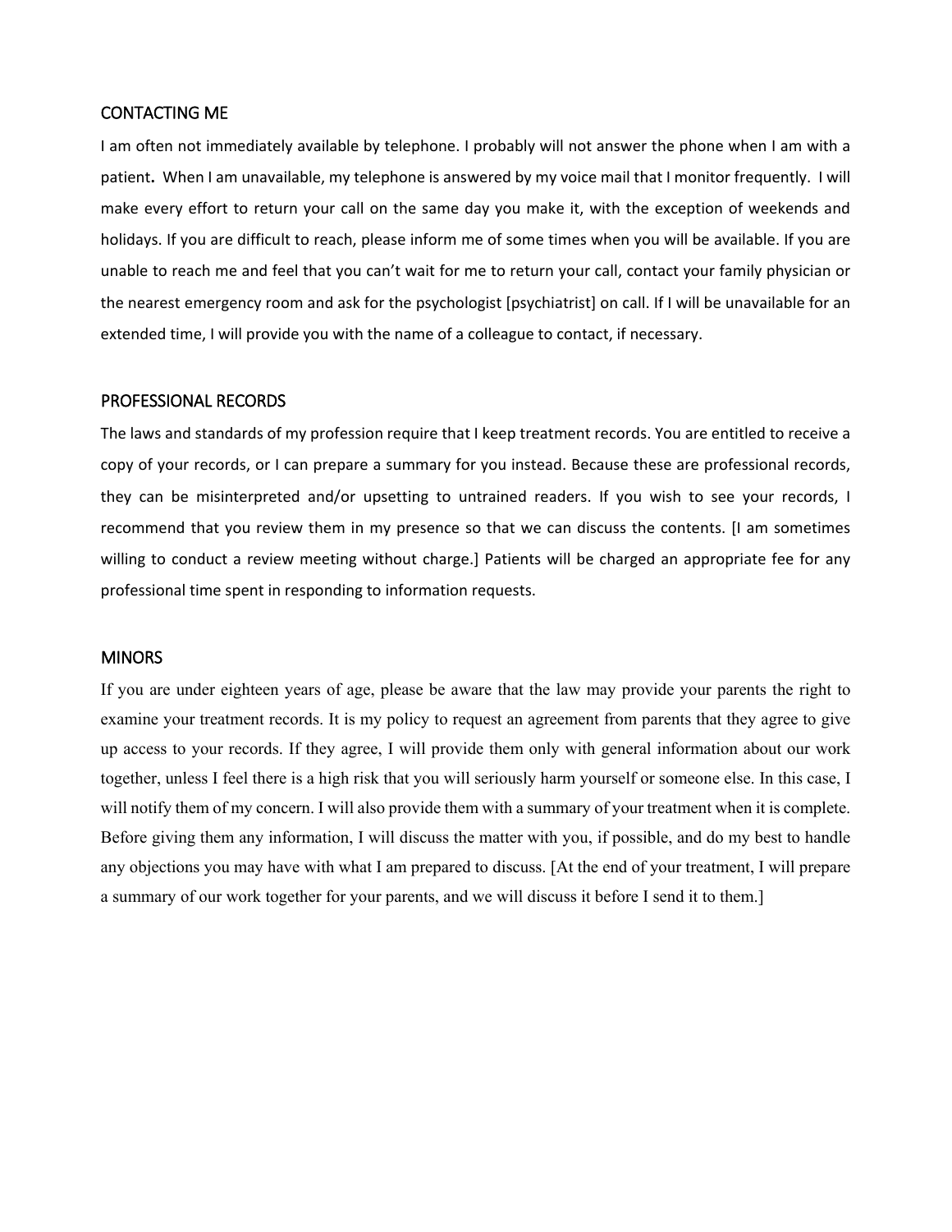## CONTACTING ME

I am often not immediately available by telephone. I probably will not answer the phone when I am with a patient**.** When I am unavailable, my telephone is answered by my voice mail that I monitor frequently. I will make every effort to return your call on the same day you make it, with the exception of weekends and holidays. If you are difficult to reach, please inform me of some times when you will be available. If you are unable to reach me and feel that you can't wait for me to return your call, contact your family physician or the nearest emergency room and ask for the psychologist [psychiatrist] on call. If I will be unavailable for an extended time, I will provide you with the name of a colleague to contact, if necessary.

## PROFESSIONAL RECORDS

The laws and standards of my profession require that I keep treatment records. You are entitled to receive a copy of your records, or I can prepare a summary for you instead. Because these are professional records, they can be misinterpreted and/or upsetting to untrained readers. If you wish to see your records, I recommend that you review them in my presence so that we can discuss the contents. [I am sometimes willing to conduct a review meeting without charge.] Patients will be charged an appropriate fee for any professional time spent in responding to information requests.

## MINORS

If you are under eighteen years of age, please be aware that the law may provide your parents the right to examine your treatment records. It is my policy to request an agreement from parents that they agree to give up access to your records. If they agree, I will provide them only with general information about our work together, unless I feel there is a high risk that you will seriously harm yourself or someone else. In this case, I will notify them of my concern. I will also provide them with a summary of your treatment when it is complete. Before giving them any information, I will discuss the matter with you, if possible, and do my best to handle any objections you may have with what I am prepared to discuss. [At the end of your treatment, I will prepare a summary of our work together for your parents, and we will discuss it before I send it to them.]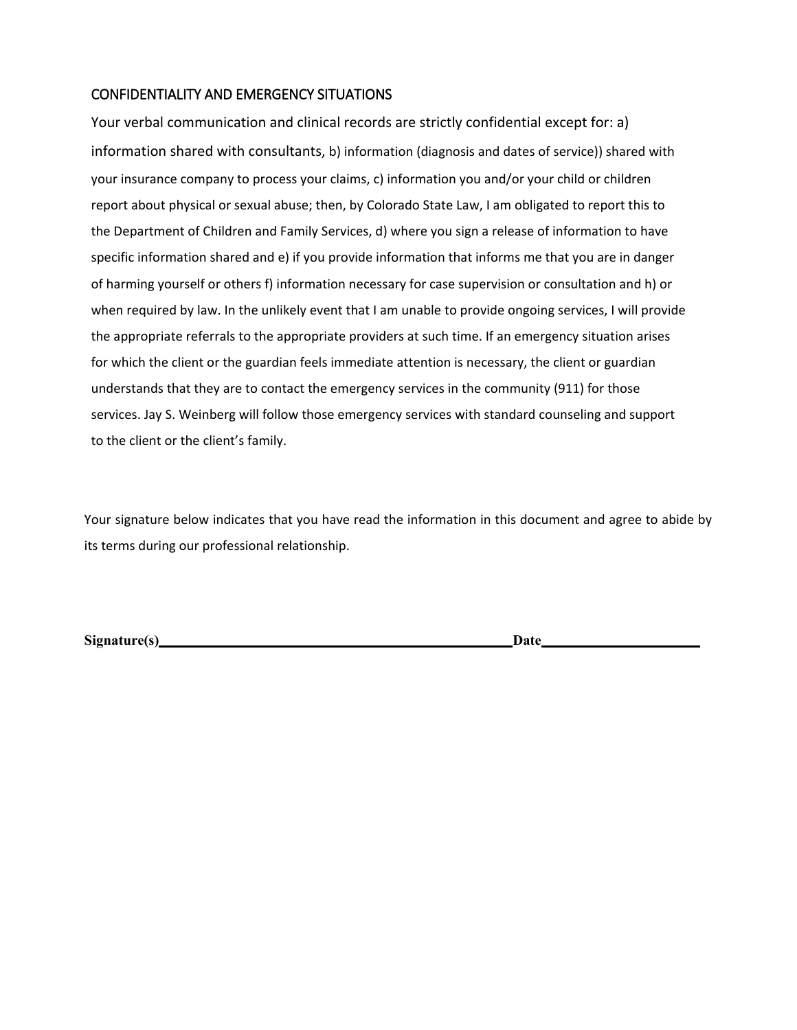## CONFIDENTIALITY AND EMERGENCY SITUATIONS

Your verbal communication and clinical records are strictly confidential except for: a) information shared with consultants, b) information (diagnosis and dates of service)) shared with your insurance company to process your claims, c) information you and/or your child or children report about physical or sexual abuse; then, by Colorado State Law, I am obligated to report this to the Department of Children and Family Services, d) where you sign a release of information to have specific information shared and e) if you provide information that informs me that you are in danger of harming yourself or others f) information necessary for case supervision or consultation and h) or when required by law. In the unlikely event that I am unable to provide ongoing services, I will provide the appropriate referrals to the appropriate providers at such time. If an emergency situation arises for which the client or the guardian feels immediate attention is necessary, the client or guardian understands that they are to contact the emergency services in the community (911) for those services. Jay S. Weinberg will follow those emergency services with standard counseling and support to the client or the client's family.

Your signature below indicates that you have read the information in this document and agree to abide by its terms during our professional relationship.

**Signature(s)**\_\_\_\_\_\_\_\_\_\_\_\_\_\_\_\_\_\_\_\_\_\_\_\_\_\_\_\_\_\_\_\_\_\_\_\_\_\_\_\_\_\_\_\_\_\_\_\_ **Date**\_\_\_\_\_\_\_\_\_\_\_\_\_\_\_\_\_\_\_\_\_\_